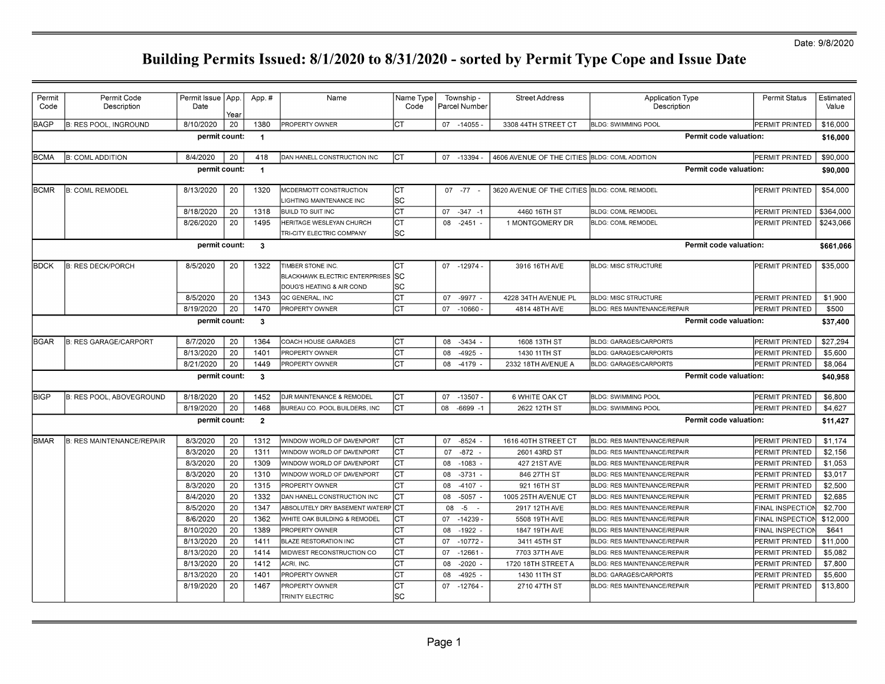Date: 9/8/2020

# Building Permits Issued: 8/1/2020 to 8/31/2020 - sorted by Permit Type Cope and Issue Date

| Permit Code | Permit Code Description | Permit Issue Date | App. Year | App. # | Name | Name Type Code | Township - Parcel Number | Street Address | Application Type Description | Permit Status | Estimated Value |
|---|---|---|---|---|---|---|---|---|---|---|---|
| BAGP | B: RES POOL, INGROUND | 8/10/2020 | 20 | 1380 | PROPERTY OWNER | CT | 07 -14055 - | 3308 44TH STREET CT | BLDG: SWIMMING POOL | PERMIT PRINTED | $16,000 |
| | | permit count: | | 1 | | | | | Permit code valuation: | | $16,000 |
| BCMA | B: COML ADDITION | 8/4/2020 | 20 | 418 | DAN HANELL CONSTRUCTION INC | CT | 07 -13394 - | 4606 AVENUE OF THE CITIES | BLDG: COML ADDITION | PERMIT PRINTED | $90,000 |
| | | permit count: | | 1 | | | | | Permit code valuation: | | $90,000 |
| BCMR | B: COML REMODEL | 8/13/2020 | 20 | 1320 | MCDERMOTT CONSTRUCTION | CT | 07 -77 - | 3620 AVENUE OF THE CITIES | BLDG: COML REMODEL | PERMIT PRINTED | $54,000 |
| | | | | | LIGHTING MAINTENANCE INC | SC | | | | | |
| | | 8/18/2020 | 20 | 1318 | BUILD TO SUIT INC | CT | 07 -347 -1 | 4460 16TH ST | BLDG: COML REMODEL | PERMIT PRINTED | $364,000 |
| | | 8/26/2020 | 20 | 1495 | HERITAGE WESLEYAN CHURCH | CT | 08 -2451 - | 1 MONTGOMERY DR | BLDG: COML REMODEL | PERMIT PRINTED | $243,066 |
| | | | | | TRI-CITY ELECTRIC COMPANY | SC | | | | | |
| | | permit count: | | 3 | | | | | Permit code valuation: | | $661,066 |
| BDCK | B: RES DECK/PORCH | 8/5/2020 | 20 | 1322 | TIMBER STONE INC. | CT | 07 -12974 - | 3916 16TH AVE | BLDG: MISC STRUCTURE | PERMIT PRINTED | $35,000 |
| | | | | | BLACKHAWK ELECTRIC ENTERPRISES | SC | | | | | |
| | | | | | DOUG'S HEATING & AIR COND | SC | | | | | |
| | | 8/5/2020 | 20 | 1343 | QC GENERAL, INC | CT | 07 -9977 - | 4228 34TH AVENUE PL | BLDG: MISC STRUCTURE | PERMIT PRINTED | $1,900 |
| | | 8/19/2020 | 20 | 1470 | PROPERTY OWNER | CT | 07 -10660 - | 4814 48TH AVE | BLDG: RES MAINTENANCE/REPAIR | PERMIT PRINTED | $500 |
| | | permit count: | | 3 | | | | | Permit code valuation: | | $37,400 |
| BGAR | B: RES GARAGE/CARPORT | 8/7/2020 | 20 | 1364 | COACH HOUSE GARAGES | CT | 08 -3434 - | 1608 13TH ST | BLDG: GARAGES/CARPORTS | PERMIT PRINTED | $27,294 |
| | | 8/13/2020 | 20 | 1401 | PROPERTY OWNER | CT | 08 -4925 - | 1430 11TH ST | BLDG: GARAGES/CARPORTS | PERMIT PRINTED | $5,600 |
| | | 8/21/2020 | 20 | 1449 | PROPERTY OWNER | CT | 08 -4179 - | 2332 18TH AVENUE A | BLDG: GARAGES/CARPORTS | PERMIT PRINTED | $8,064 |
| | | permit count: | | 3 | | | | | Permit code valuation: | | $40,958 |
| BIGP | B: RES POOL, ABOVEGROUND | 8/18/2020 | 20 | 1452 | DJR MAINTENANCE & REMODEL | CT | 07 -13507 - | 6 WHITE OAK CT | BLDG: SWIMMING POOL | PERMIT PRINTED | $6,800 |
| | | 8/19/2020 | 20 | 1468 | BUREAU CO. POOL BUILDERS, INC | CT | 08 -6699 -1 | 2622 12TH ST | BLDG: SWIMMING POOL | PERMIT PRINTED | $4,627 |
| | | permit count: | | 2 | | | | | Permit code valuation: | | $11,427 |
| BMAR | B: RES MAINTENANCE/REPAIR | 8/3/2020 | 20 | 1312 | WINDOW WORLD OF DAVENPORT | CT | 07 -8524 - | 1616 40TH STREET CT | BLDG: RES MAINTENANCE/REPAIR | PERMIT PRINTED | $1,174 |
| | | 8/3/2020 | 20 | 1311 | WINDOW WORLD OF DAVENPORT | CT | 07 -872 - | 2601 43RD ST | BLDG: RES MAINTENANCE/REPAIR | PERMIT PRINTED | $2,156 |
| | | 8/3/2020 | 20 | 1309 | WINDOW WORLD OF DAVENPORT | CT | 08 -1083 - | 427 21ST AVE | BLDG: RES MAINTENANCE/REPAIR | PERMIT PRINTED | $1,053 |
| | | 8/3/2020 | 20 | 1310 | WINDOW WORLD OF DAVENPORT | CT | 08 -3731 - | 846 27TH ST | BLDG: RES MAINTENANCE/REPAIR | PERMIT PRINTED | $3,017 |
| | | 8/3/2020 | 20 | 1315 | PROPERTY OWNER | CT | 08 -4107 - | 921 16TH ST | BLDG: RES MAINTENANCE/REPAIR | PERMIT PRINTED | $2,500 |
| | | 8/4/2020 | 20 | 1332 | DAN HANELL CONSTRUCTION INC | CT | 08 -5057 - | 1005 25TH AVENUE CT | BLDG: RES MAINTENANCE/REPAIR | PERMIT PRINTED | $2,685 |
| | | 8/5/2020 | 20 | 1347 | ABSOLUTELY DRY BASEMENT WATERP | CT | 08 -5 - | 2917 12TH AVE | BLDG: RES MAINTENANCE/REPAIR | FINAL INSPECTION | $2,700 |
| | | 8/6/2020 | 20 | 1362 | WHITE OAK BUILDING & REMODEL | CT | 07 -14239 - | 5508 19TH AVE | BLDG: RES MAINTENANCE/REPAIR | FINAL INSPECTION | $12,000 |
| | | 8/10/2020 | 20 | 1389 | PROPERTY OWNER | CT | 08 -1922 - | 1847 19TH AVE | BLDG: RES MAINTENANCE/REPAIR | FINAL INSPECTION | $641 |
| | | 8/13/2020 | 20 | 1411 | BLAZE RESTORATION INC | CT | 07 -10772 - | 3411 45TH ST | BLDG: RES MAINTENANCE/REPAIR | PERMIT PRINTED | $11,000 |
| | | 8/13/2020 | 20 | 1414 | MIDWEST RECONSTRUCTION CO | CT | 07 -12661 - | 7703 37TH AVE | BLDG: RES MAINTENANCE/REPAIR | PERMIT PRINTED | $5,082 |
| | | 8/13/2020 | 20 | 1412 | ACRI, INC. | CT | 08 -2020 - | 1720 18TH STREET A | BLDG: RES MAINTENANCE/REPAIR | PERMIT PRINTED | $7,800 |
| | | 8/13/2020 | 20 | 1401 | PROPERTY OWNER | CT | 08 -4925 - | 1430 11TH ST | BLDG: GARAGES/CARPORTS | PERMIT PRINTED | $5,600 |
| | | 8/19/2020 | 20 | 1467 | PROPERTY OWNER | CT | 07 -12764 - | 2710 47TH ST | BLDG: RES MAINTENANCE/REPAIR | PERMIT PRINTED | $13,800 |
| | | | | | TRINITY ELECTRIC | SC | | | | | |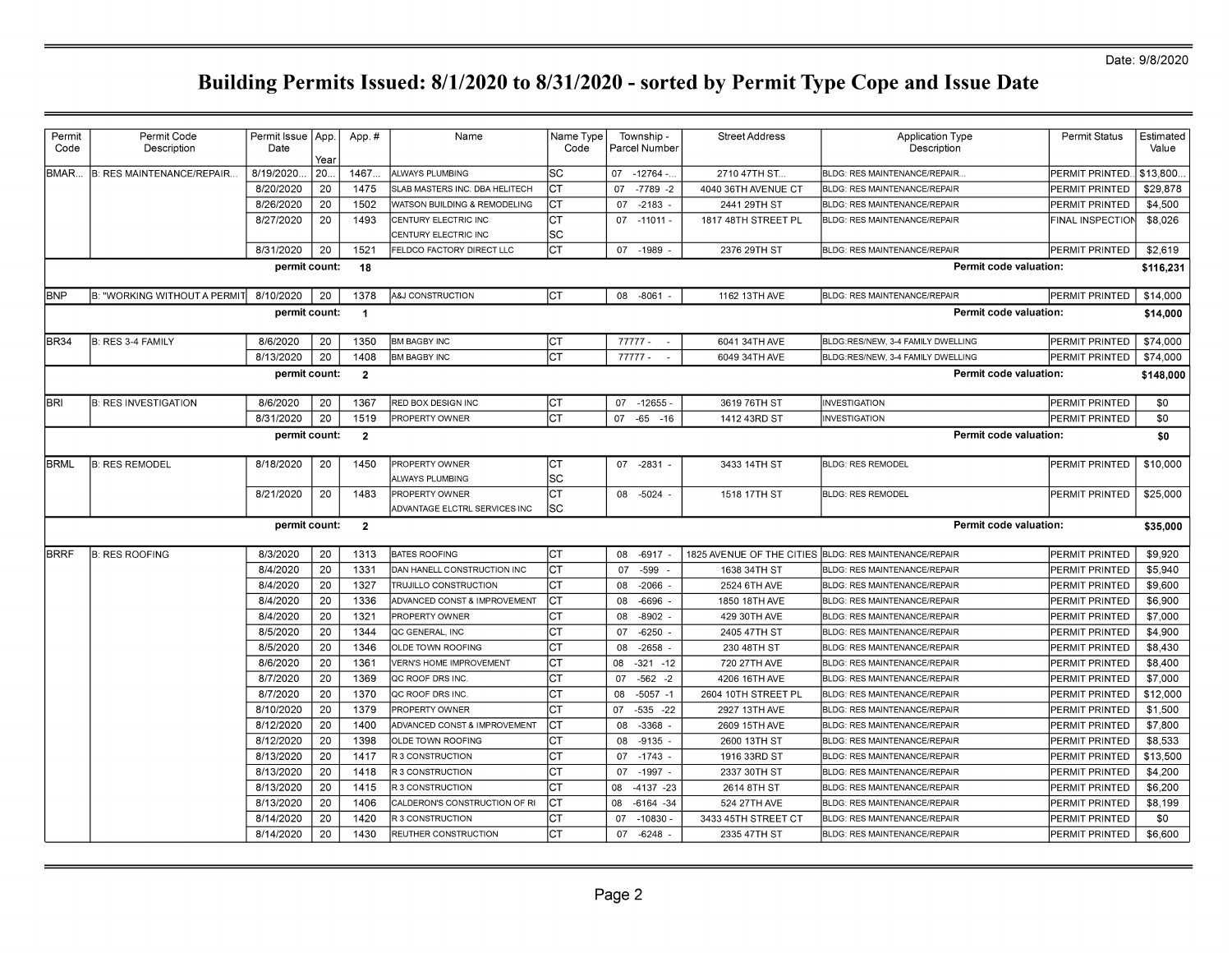Date: 9/8/2020

# Building Permits Issued: 8/1/2020 to 8/31/2020 - sorted by Permit Type Cope and Issue Date

| Permit Code | Permit Code Description | Permit Issue Date | App. Year | App. # | Name | Name Type Code | Township - Parcel Number | Street Address | Application Type Description | Permit Status | Estimated Value |
|---|---|---|---|---|---|---|---|---|---|---|---|
| BMAR... | B: RES MAINTENANCE/REPAIR... | 8/19/2020... | 20... | 1467... | ALWAYS PLUMBING | SC | 07 -12764 -... | 2710 47TH ST... | BLDG: RES MAINTENANCE/REPAIR... | PERMIT PRINTED... | $13,800... |
| | | 8/20/2020 | 20 | 1475 | SLAB MASTERS INC. DBA HELITECH | CT | 07 -7789 -2 | 4040 36TH AVENUE CT | BLDG: RES MAINTENANCE/REPAIR | PERMIT PRINTED | $29,878 |
| | | 8/26/2020 | 20 | 1502 | WATSON BUILDING & REMODELING | CT | 07 -2183 - | 2441 29TH ST | BLDG: RES MAINTENANCE/REPAIR | PERMIT PRINTED | $4,500 |
| | | 8/27/2020 | 20 | 1493 | CENTURY ELECTRIC INC | CT | 07 -11011 - | 1817 48TH STREET PL | BLDG: RES MAINTENANCE/REPAIR | FINAL INSPECTION | $8,026 |
| | | | | | CENTURY ELECTRIC INC | SC | | | | | |
| | | 8/31/2020 | 20 | 1521 | FELDCO FACTORY DIRECT LLC | CT | 07 -1989 - | 2376 29TH ST | BLDG: RES MAINTENANCE/REPAIR | PERMIT PRINTED | $2,619 |
| | | **permit count:** | | **18** | | | | | **Permit code valuation:** | | **$116,231** |
| BNP | B: "WORKING WITHOUT A PERMIT | 8/10/2020 | 20 | 1378 | A&J CONSTRUCTION | CT | 08 -8061 - | 1162 13TH AVE | BLDG: RES MAINTENANCE/REPAIR | PERMIT PRINTED | $14,000 |
| | | **permit count:** | | **1** | | | | | **Permit code valuation:** | | **$14,000** |
| BR34 | B: RES 3-4 FAMILY | 8/6/2020 | 20 | 1350 | BM BAGBY INC | CT | 77777 - - | 6041 34TH AVE | BLDG:RES/NEW, 3-4 FAMILY DWELLING | PERMIT PRINTED | $74,000 |
| | | 8/13/2020 | 20 | 1408 | BM BAGBY INC | CT | 77777 - - | 6049 34TH AVE | BLDG:RES/NEW, 3-4 FAMILY DWELLING | PERMIT PRINTED | $74,000 |
| | | **permit count:** | | **2** | | | | | **Permit code valuation:** | | **$148,000** |
| BRI | B: RES INVESTIGATION | 8/6/2020 | 20 | 1367 | RED BOX DESIGN INC | CT | 07 -12655 - | 3619 76TH ST | INVESTIGATION | PERMIT PRINTED | $0 |
| | | 8/31/2020 | 20 | 1519 | PROPERTY OWNER | CT | 07 -65 -16 | 1412 43RD ST | INVESTIGATION | PERMIT PRINTED | $0 |
| | | **permit count:** | | **2** | | | | | **Permit code valuation:** | | **$0** |
| BRML | B: RES REMODEL | 8/18/2020 | 20 | 1450 | PROPERTY OWNER | CT | 07 -2831 - | 3433 14TH ST | BLDG: RES REMODEL | PERMIT PRINTED | $10,000 |
| | | | | | ALWAYS PLUMBING | SC | | | | | |
| | | 8/21/2020 | 20 | 1483 | PROPERTY OWNER | CT | 08 -5024 - | 1518 17TH ST | BLDG: RES REMODEL | PERMIT PRINTED | $25,000 |
| | | | | | ADVANTAGE ELCTRL SERVICES INC | SC | | | | | |
| | | **permit count:** | | **2** | | | | | **Permit code valuation:** | | **$35,000** |
| BRRF | B: RES ROOFING | 8/3/2020 | 20 | 1313 | BATES ROOFING | CT | 08 -6917 - | 1825 AVENUE OF THE CITIES | BLDG: RES MAINTENANCE/REPAIR | PERMIT PRINTED | $9,920 |
| | | 8/4/2020 | 20 | 1331 | DAN HANELL CONSTRUCTION INC | CT | 07 -599 - | 1638 34TH ST | BLDG: RES MAINTENANCE/REPAIR | PERMIT PRINTED | $5,940 |
| | | 8/4/2020 | 20 | 1327 | TRUJILLO CONSTRUCTION | CT | 08 -2066 - | 2524 6TH AVE | BLDG: RES MAINTENANCE/REPAIR | PERMIT PRINTED | $9,600 |
| | | 8/4/2020 | 20 | 1336 | ADVANCED CONST & IMPROVEMENT | CT | 08 -6696 - | 1850 18TH AVE | BLDG: RES MAINTENANCE/REPAIR | PERMIT PRINTED | $6,900 |
| | | 8/4/2020 | 20 | 1321 | PROPERTY OWNER | CT | 08 -8902 - | 429 30TH AVE | BLDG: RES MAINTENANCE/REPAIR | PERMIT PRINTED | $7,000 |
| | | 8/5/2020 | 20 | 1344 | QC GENERAL, INC | CT | 07 -6250 - | 2405 47TH ST | BLDG: RES MAINTENANCE/REPAIR | PERMIT PRINTED | $4,900 |
| | | 8/5/2020 | 20 | 1346 | OLDE TOWN ROOFING | CT | 08 -2658 - | 230 48TH ST | BLDG: RES MAINTENANCE/REPAIR | PERMIT PRINTED | $8,430 |
| | | 8/6/2020 | 20 | 1361 | VERN'S HOME IMPROVEMENT | CT | 08 -321 -12 | 720 27TH AVE | BLDG: RES MAINTENANCE/REPAIR | PERMIT PRINTED | $8,400 |
| | | 8/7/2020 | 20 | 1369 | QC ROOF DRS INC. | CT | 07 -562 -2 | 4206 16TH AVE | BLDG: RES MAINTENANCE/REPAIR | PERMIT PRINTED | $7,000 |
| | | 8/7/2020 | 20 | 1370 | QC ROOF DRS INC. | CT | 08 -5057 -1 | 2604 10TH STREET PL | BLDG: RES MAINTENANCE/REPAIR | PERMIT PRINTED | $12,000 |
| | | 8/10/2020 | 20 | 1379 | PROPERTY OWNER | CT | 07 -535 -22 | 2927 13TH AVE | BLDG: RES MAINTENANCE/REPAIR | PERMIT PRINTED | $1,500 |
| | | 8/12/2020 | 20 | 1400 | ADVANCED CONST & IMPROVEMENT | CT | 08 -3368 - | 2609 15TH AVE | BLDG: RES MAINTENANCE/REPAIR | PERMIT PRINTED | $7,800 |
| | | 8/12/2020 | 20 | 1398 | OLDE TOWN ROOFING | CT | 08 -9135 - | 2600 13TH ST | BLDG: RES MAINTENANCE/REPAIR | PERMIT PRINTED | $8,533 |
| | | 8/13/2020 | 20 | 1417 | R 3 CONSTRUCTION | CT | 07 -1743 - | 1916 33RD ST | BLDG: RES MAINTENANCE/REPAIR | PERMIT PRINTED | $13,500 |
| | | 8/13/2020 | 20 | 1418 | R 3 CONSTRUCTION | CT | 07 -1997 - | 2337 30TH ST | BLDG: RES MAINTENANCE/REPAIR | PERMIT PRINTED | $4,200 |
| | | 8/13/2020 | 20 | 1415 | R 3 CONSTRUCTION | CT | 08 -4137 -23 | 2614 8TH ST | BLDG: RES MAINTENANCE/REPAIR | PERMIT PRINTED | $6,200 |
| | | 8/13/2020 | 20 | 1406 | CALDERON'S CONSTRUCTION OF RI | CT | 08 -6164 -34 | 524 27TH AVE | BLDG: RES MAINTENANCE/REPAIR | PERMIT PRINTED | $8,199 |
| | | 8/14/2020 | 20 | 1420 | R 3 CONSTRUCTION | CT | 07 -10830 - | 3433 45TH STREET CT | BLDG: RES MAINTENANCE/REPAIR | PERMIT PRINTED | $0 |
| | | 8/14/2020 | 20 | 1430 | REUTHER CONSTRUCTION | CT | 07 -6248 - | 2335 47TH ST | BLDG: RES MAINTENANCE/REPAIR | PERMIT PRINTED | $6,600 |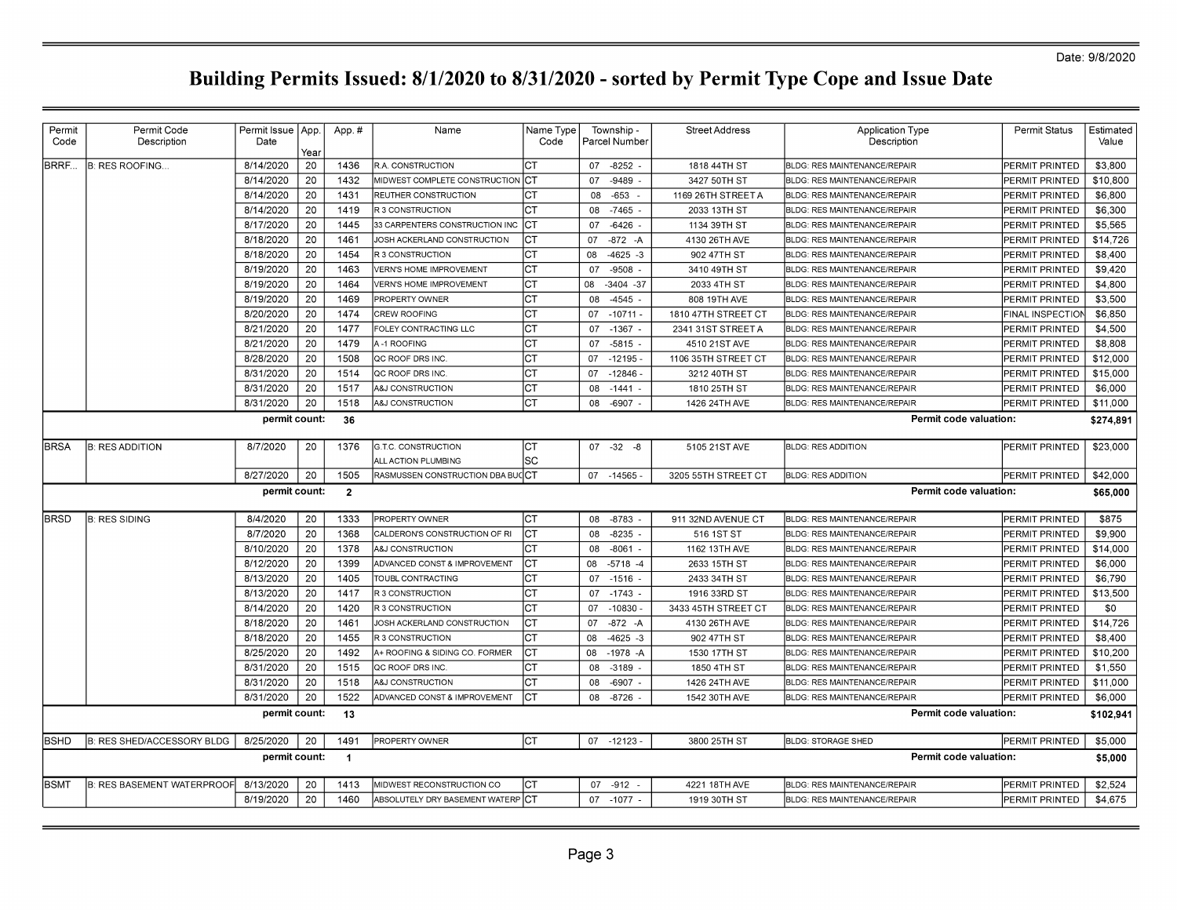Date: 9/8/2020

# Building Permits Issued: 8/1/2020 to 8/31/2020 - sorted by Permit Type Cope and Issue Date

| Permit Code | Permit Code Description | Permit Issue Date | App. Year | App. # | Name | Name Type Code | Township - Parcel Number | Street Address | Application Type Description | Permit Status | Estimated Value |
|---|---|---|---|---|---|---|---|---|---|---|---|
| BRRF... | B: RES ROOFING... | 8/14/2020 | 20 | 1436 | R.A. CONSTRUCTION | CT | 07 -8252 - | 1818 44TH ST | BLDG: RES MAINTENANCE/REPAIR | PERMIT PRINTED | $3,800 |
| | | 8/14/2020 | 20 | 1432 | MIDWEST COMPLETE CONSTRUCTION | CT | 07 -9489 - | 3427 50TH ST | BLDG: RES MAINTENANCE/REPAIR | PERMIT PRINTED | $10,800 |
| | | 8/14/2020 | 20 | 1431 | REUTHER CONSTRUCTION | CT | 08 -653 - | 1169 26TH STREET A | BLDG: RES MAINTENANCE/REPAIR | PERMIT PRINTED | $6,800 |
| | | 8/14/2020 | 20 | 1419 | R 3 CONSTRUCTION | CT | 08 -7465 - | 2033 13TH ST | BLDG: RES MAINTENANCE/REPAIR | PERMIT PRINTED | $6,300 |
| | | 8/17/2020 | 20 | 1445 | 33 CARPENTERS CONSTRUCTION INC | CT | 07 -6426 - | 1134 39TH ST | BLDG: RES MAINTENANCE/REPAIR | PERMIT PRINTED | $5,565 |
| | | 8/18/2020 | 20 | 1461 | JOSH ACKERLAND CONSTRUCTION | CT | 07 -872 -A | 4130 26TH AVE | BLDG: RES MAINTENANCE/REPAIR | PERMIT PRINTED | $14,726 |
| | | 8/18/2020 | 20 | 1454 | R 3 CONSTRUCTION | CT | 08 -4625 -3 | 902 47TH ST | BLDG: RES MAINTENANCE/REPAIR | PERMIT PRINTED | $8,400 |
| | | 8/19/2020 | 20 | 1463 | VERN'S HOME IMPROVEMENT | CT | 07 -9508 - | 3410 49TH ST | BLDG: RES MAINTENANCE/REPAIR | PERMIT PRINTED | $9,420 |
| | | 8/19/2020 | 20 | 1464 | VERN'S HOME IMPROVEMENT | CT | 08 -3404 -37 | 2033 4TH ST | BLDG: RES MAINTENANCE/REPAIR | PERMIT PRINTED | $4,800 |
| | | 8/19/2020 | 20 | 1469 | PROPERTY OWNER | CT | 08 -4545 - | 808 19TH AVE | BLDG: RES MAINTENANCE/REPAIR | PERMIT PRINTED | $3,500 |
| | | 8/20/2020 | 20 | 1474 | CREW ROOFING | CT | 07 -10711 - | 1810 47TH STREET CT | BLDG: RES MAINTENANCE/REPAIR | FINAL INSPECTION | $6,850 |
| | | 8/21/2020 | 20 | 1477 | FOLEY CONTRACTING LLC | CT | 07 -1367 - | 2341 31ST STREET A | BLDG: RES MAINTENANCE/REPAIR | PERMIT PRINTED | $4,500 |
| | | 8/21/2020 | 20 | 1479 | A -1 ROOFING | CT | 07 -5815 - | 4510 21ST AVE | BLDG: RES MAINTENANCE/REPAIR | PERMIT PRINTED | $8,808 |
| | | 8/28/2020 | 20 | 1508 | QC ROOF DRS INC. | CT | 07 -12195 - | 1106 35TH STREET CT | BLDG: RES MAINTENANCE/REPAIR | PERMIT PRINTED | $12,000 |
| | | 8/31/2020 | 20 | 1514 | QC ROOF DRS INC. | CT | 07 -12846 - | 3212 40TH ST | BLDG: RES MAINTENANCE/REPAIR | PERMIT PRINTED | $15,000 |
| | | 8/31/2020 | 20 | 1517 | A&J CONSTRUCTION | CT | 08 -1441 - | 1810 25TH ST | BLDG: RES MAINTENANCE/REPAIR | PERMIT PRINTED | $6,000 |
| | | 8/31/2020 | 20 | 1518 | A&J CONSTRUCTION | CT | 08 -6907 - | 1426 24TH AVE | BLDG: RES MAINTENANCE/REPAIR | PERMIT PRINTED | $11,000 |
| | | **permit count:** | | **36** | | | | | **Permit code valuation:** | | **$274,891** |
| BRSA | B: RES ADDITION | 8/7/2020 | 20 | 1376 | G.T.C. CONSTRUCTION | CT | 07 -32 -8 | 5105 21ST AVE | BLDG: RES ADDITION | PERMIT PRINTED | $23,000 |
| | | | | | ALL ACTION PLUMBING | SC | | | | | |
| | | 8/27/2020 | 20 | 1505 | RASMUSSEN CONSTRUCTION DBA BUC | CT | 07 -14565 - | 3205 55TH STREET CT | BLDG: RES ADDITION | PERMIT PRINTED | $42,000 |
| | | **permit count:** | | **2** | | | | | **Permit code valuation:** | | **$65,000** |
| BRSD | B: RES SIDING | 8/4/2020 | 20 | 1333 | PROPERTY OWNER | CT | 08 -8783 - | 911 32ND AVENUE CT | BLDG: RES MAINTENANCE/REPAIR | PERMIT PRINTED | $875 |
| | | 8/7/2020 | 20 | 1368 | CALDERON'S CONSTRUCTION OF RI | CT | 08 -8235 - | 516 1ST ST | BLDG: RES MAINTENANCE/REPAIR | PERMIT PRINTED | $9,900 |
| | | 8/10/2020 | 20 | 1378 | A&J CONSTRUCTION | CT | 08 -8061 - | 1162 13TH AVE | BLDG: RES MAINTENANCE/REPAIR | PERMIT PRINTED | $14,000 |
| | | 8/12/2020 | 20 | 1399 | ADVANCED CONST & IMPROVEMENT | CT | 08 -5718 -4 | 2633 15TH ST | BLDG: RES MAINTENANCE/REPAIR | PERMIT PRINTED | $6,000 |
| | | 8/13/2020 | 20 | 1405 | TOUBL CONTRACTING | CT | 07 -1516 - | 2433 34TH ST | BLDG: RES MAINTENANCE/REPAIR | PERMIT PRINTED | $6,790 |
| | | 8/13/2020 | 20 | 1417 | R 3 CONSTRUCTION | CT | 07 -1743 - | 1916 33RD ST | BLDG: RES MAINTENANCE/REPAIR | PERMIT PRINTED | $13,500 |
| | | 8/14/2020 | 20 | 1420 | R 3 CONSTRUCTION | CT | 07 -10830 - | 3433 45TH STREET CT | BLDG: RES MAINTENANCE/REPAIR | PERMIT PRINTED | $0 |
| | | 8/18/2020 | 20 | 1461 | JOSH ACKERLAND CONSTRUCTION | CT | 07 -872 -A | 4130 26TH AVE | BLDG: RES MAINTENANCE/REPAIR | PERMIT PRINTED | $14,726 |
| | | 8/18/2020 | 20 | 1455 | R 3 CONSTRUCTION | CT | 08 -4625 -3 | 902 47TH ST | BLDG: RES MAINTENANCE/REPAIR | PERMIT PRINTED | $8,400 |
| | | 8/25/2020 | 20 | 1492 | A+ ROOFING & SIDING CO. FORMER | CT | 08 -1978 -A | 1530 17TH ST | BLDG: RES MAINTENANCE/REPAIR | PERMIT PRINTED | $10,200 |
| | | 8/31/2020 | 20 | 1515 | QC ROOF DRS INC. | CT | 08 -3189 - | 1850 4TH ST | BLDG: RES MAINTENANCE/REPAIR | PERMIT PRINTED | $1,550 |
| | | 8/31/2020 | 20 | 1518 | A&J CONSTRUCTION | CT | 08 -6907 - | 1426 24TH AVE | BLDG: RES MAINTENANCE/REPAIR | PERMIT PRINTED | $11,000 |
| | | 8/31/2020 | 20 | 1522 | ADVANCED CONST & IMPROVEMENT | CT | 08 -8726 - | 1542 30TH AVE | BLDG: RES MAINTENANCE/REPAIR | PERMIT PRINTED | $6,000 |
| | | **permit count:** | | **13** | | | | | **Permit code valuation:** | | **$102,941** |
| BSHD | B: RES SHED/ACCESSORY BLDG | 8/25/2020 | 20 | 1491 | PROPERTY OWNER | CT | 07 -12123 - | 3800 25TH ST | BLDG: STORAGE SHED | PERMIT PRINTED | $5,000 |
| | | **permit count:** | | **1** | | | | | **Permit code valuation:** | | **$5,000** |
| BSMT | B: RES BASEMENT WATERPROOF | 8/13/2020 | 20 | 1413 | MIDWEST RECONSTRUCTION CO | CT | 07 -912 - | 4221 18TH AVE | BLDG: RES MAINTENANCE/REPAIR | PERMIT PRINTED | $2,524 |
| | | 8/19/2020 | 20 | 1460 | ABSOLUTELY DRY BASEMENT WATERP | CT | 07 -1077 - | 1919 30TH ST | BLDG: RES MAINTENANCE/REPAIR | PERMIT PRINTED | $4,675 |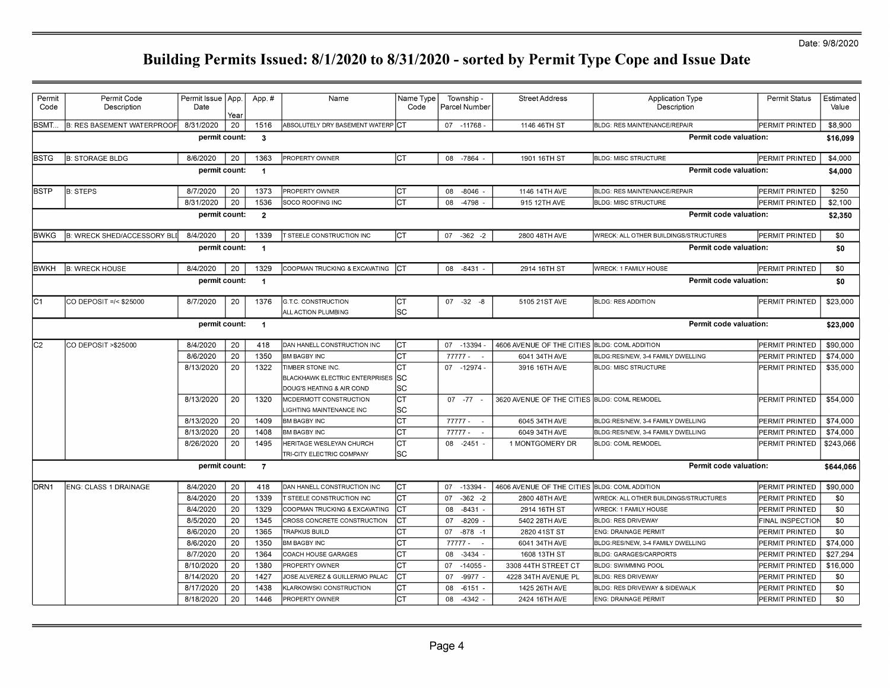Date: 9/8/2020

# Building Permits Issued: 8/1/2020 to 8/31/2020 - sorted by Permit Type Cope and Issue Date

| Permit Code | Permit Code Description | Permit Issue Date | App. Year | App. # | Name | Name Type Code | Township - Parcel Number | Street Address | Application Type Description | Permit Status | Estimated Value |
|---|---|---|---|---|---|---|---|---|---|---|---|
| BSMT... | B: RES BASEMENT WATERPROOF | 8/31/2020 | 20 | 1516 | ABSOLUTELY DRY BASEMENT WATERP | CT | 07 -11768 - | 1146 46TH ST | BLDG: RES MAINTENANCE/REPAIR | PERMIT PRINTED | $8,900 |
| | | permit count: | | 3 | | | | | Permit code valuation: | | $16,099 |
| BSTG | B: STORAGE BLDG | 8/6/2020 | 20 | 1363 | PROPERTY OWNER | CT | 08 -7864 - | 1901 16TH ST | BLDG: MISC STRUCTURE | PERMIT PRINTED | $4,000 |
| | | permit count: | | 1 | | | | | Permit code valuation: | | $4,000 |
| BSTP | B: STEPS | 8/7/2020 | 20 | 1373 | PROPERTY OWNER | CT | 08 -8046 - | 1146 14TH AVE | BLDG: RES MAINTENANCE/REPAIR | PERMIT PRINTED | $250 |
| | | 8/31/2020 | 20 | 1536 | SOCO ROOFING INC | CT | 08 -4798 - | 915 12TH AVE | BLDG: MISC STRUCTURE | PERMIT PRINTED | $2,100 |
| | | permit count: | | 2 | | | | | Permit code valuation: | | $2,350 |
| BWKG | B: WRECK SHED/ACCESSORY BLI | 8/4/2020 | 20 | 1339 | T STEELE CONSTRUCTION INC | CT | 07 -362 -2 | 2800 48TH AVE | WRECK: ALL OTHER BUILDINGS/STRUCTURES | PERMIT PRINTED | $0 |
| | | permit count: | | 1 | | | | | Permit code valuation: | | $0 |
| BWKH | B: WRECK HOUSE | 8/4/2020 | 20 | 1329 | COOPMAN TRUCKING & EXCAVATING | CT | 08 -8431 - | 2914 16TH ST | WRECK: 1 FAMILY HOUSE | PERMIT PRINTED | $0 |
| | | permit count: | | 1 | | | | | Permit code valuation: | | $0 |
| C1 | CO DEPOSIT =/< $25000 | 8/7/2020 | 20 | 1376 | G.T.C. CONSTRUCTION | CT | 07 -32 -8 | 5105 21ST AVE | BLDG: RES ADDITION | PERMIT PRINTED | $23,000 |
| | | | | | ALL ACTION PLUMBING | SC | | | | | |
| | | permit count: | | 1 | | | | | Permit code valuation: | | $23,000 |
| C2 | CO DEPOSIT >$25000 | 8/4/2020 | 20 | 418 | DAN HANELL CONSTRUCTION INC | CT | 07 -13394 - | 4606 AVENUE OF THE CITIES | BLDG: COML ADDITION | PERMIT PRINTED | $90,000 |
| | | 8/6/2020 | 20 | 1350 | BM BAGBY INC | CT | 77777 - - | 6041 34TH AVE | BLDG:RES/NEW, 3-4 FAMILY DWELLING | PERMIT PRINTED | $74,000 |
| | | 8/13/2020 | 20 | 1322 | TIMBER STONE INC. | CT | 07 -12974 - | 3916 16TH AVE | BLDG: MISC STRUCTURE | PERMIT PRINTED | $35,000 |
| | | | | | BLACKHAWK ELECTRIC ENTERPRISES | SC | | | | | |
| | | | | | DOUG'S HEATING & AIR COND | SC | | | | | |
| | | 8/13/2020 | 20 | 1320 | MCDERMOTT CONSTRUCTION | CT | 07 -77 - | 3620 AVENUE OF THE CITIES | BLDG: COML REMODEL | PERMIT PRINTED | $54,000 |
| | | | | | LIGHTING MAINTENANCE INC | SC | | | | | |
| | | 8/13/2020 | 20 | 1409 | BM BAGBY INC | CT | 77777 - - | 6045 34TH AVE | BLDG:RES/NEW, 3-4 FAMILY DWELLING | PERMIT PRINTED | $74,000 |
| | | 8/13/2020 | 20 | 1408 | BM BAGBY INC | CT | 77777 - - | 6049 34TH AVE | BLDG:RES/NEW, 3-4 FAMILY DWELLING | PERMIT PRINTED | $74,000 |
| | | 8/26/2020 | 20 | 1495 | HERITAGE WESLEYAN CHURCH | CT | 08 -2451 - | 1 MONTGOMERY DR | BLDG: COML REMODEL | PERMIT PRINTED | $243,066 |
| | | | | | TRI-CITY ELECTRIC COMPANY | SC | | | | | |
| | | permit count: | | 7 | | | | | Permit code valuation: | | $644,066 |
| DRN1 | ENG: CLASS 1 DRAINAGE | 8/4/2020 | 20 | 418 | DAN HANELL CONSTRUCTION INC | CT | 07 -13394 - | 4606 AVENUE OF THE CITIES | BLDG: COML ADDITION | PERMIT PRINTED | $90,000 |
| | | 8/4/2020 | 20 | 1339 | T STEELE CONSTRUCTION INC | CT | 07 -362 -2 | 2800 48TH AVE | WRECK: ALL OTHER BUILDINGS/STRUCTURES | PERMIT PRINTED | $0 |
| | | 8/4/2020 | 20 | 1329 | COOPMAN TRUCKING & EXCAVATING | CT | 08 -8431 - | 2914 16TH ST | WRECK: 1 FAMILY HOUSE | PERMIT PRINTED | $0 |
| | | 8/5/2020 | 20 | 1345 | CROSS CONCRETE CONSTRUCTION | CT | 07 -8209 - | 5402 28TH AVE | BLDG: RES DRIVEWAY | FINAL INSPECTION | $0 |
| | | 8/6/2020 | 20 | 1365 | TRAPKUS BUILD | CT | 07 -878 -1 | 2820 41ST ST | ENG: DRAINAGE PERMIT | PERMIT PRINTED | $0 |
| | | 8/6/2020 | 20 | 1350 | BM BAGBY INC | CT | 77777 - - | 6041 34TH AVE | BLDG:RES/NEW, 3-4 FAMILY DWELLING | PERMIT PRINTED | $74,000 |
| | | 8/7/2020 | 20 | 1364 | COACH HOUSE GARAGES | CT | 08 -3434 - | 1608 13TH ST | BLDG: GARAGES/CARPORTS | PERMIT PRINTED | $27,294 |
| | | 8/10/2020 | 20 | 1380 | PROPERTY OWNER | CT | 07 -14055 - | 3308 44TH STREET CT | BLDG: SWIMMING POOL | PERMIT PRINTED | $16,000 |
| | | 8/14/2020 | 20 | 1427 | JOSE ALVEREZ & GUILLERMO PALAC | CT | 07 -9977 - | 4228 34TH AVENUE PL | BLDG: RES DRIVEWAY | PERMIT PRINTED | $0 |
| | | 8/17/2020 | 20 | 1438 | KLARKOWSKI CONSTRUCTION | CT | 08 -6151 - | 1425 26TH AVE | BLDG: RES DRIVEWAY & SIDEWALK | PERMIT PRINTED | $0 |
| | | 8/18/2020 | 20 | 1446 | PROPERTY OWNER | CT | 08 -4342 - | 2424 16TH AVE | ENG: DRAINAGE PERMIT | PERMIT PRINTED | $0 |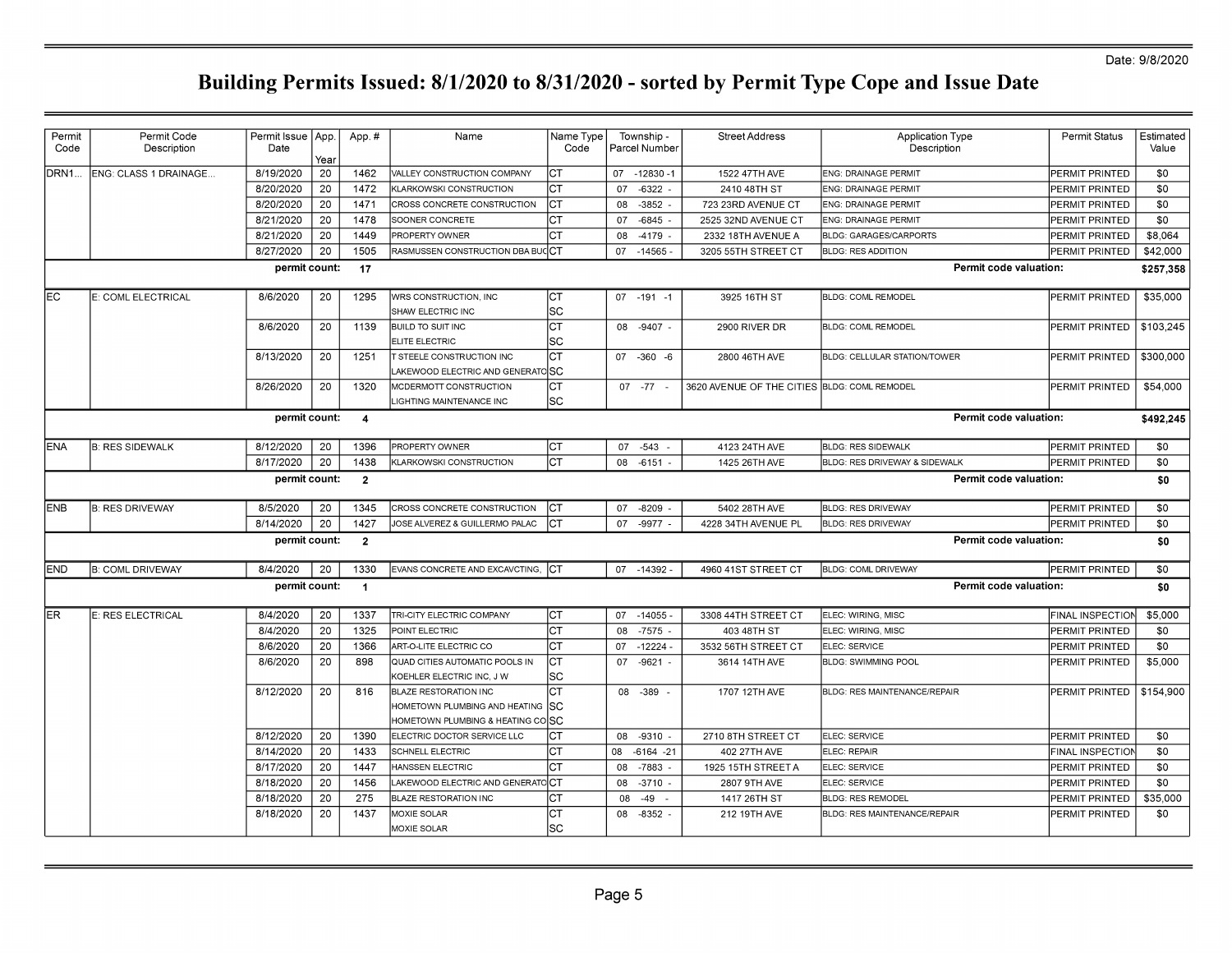Date: 9/8/2020

# Building Permits Issued: 8/1/2020 to 8/31/2020 - sorted by Permit Type Cope and Issue Date

| Permit Code | Permit Code Description | Permit Issue Date | App. Year | App. # | Name | Name Type Code | Township - Parcel Number | Street Address | Application Type Description | Permit Status | Estimated Value |
|---|---|---|---|---|---|---|---|---|---|---|---|
| DRN1... | ENG: CLASS 1 DRAINAGE... | 8/19/2020 | 20 | 1462 | VALLEY CONSTRUCTION COMPANY | CT | 07 -12830 -1 | 1522 47TH AVE | ENG: DRAINAGE PERMIT | PERMIT PRINTED | $0 |
| | | 8/20/2020 | 20 | 1472 | KLARKOWSKI CONSTRUCTION | CT | 07 -6322 - | 2410 48TH ST | ENG: DRAINAGE PERMIT | PERMIT PRINTED | $0 |
| | | 8/20/2020 | 20 | 1471 | CROSS CONCRETE CONSTRUCTION | CT | 08 -3852 - | 723 23RD AVENUE CT | ENG: DRAINAGE PERMIT | PERMIT PRINTED | $0 |
| | | 8/21/2020 | 20 | 1478 | SOONER CONCRETE | CT | 07 -6845 - | 2525 32ND AVENUE CT | ENG: DRAINAGE PERMIT | PERMIT PRINTED | $0 |
| | | 8/21/2020 | 20 | 1449 | PROPERTY OWNER | CT | 08 -4179 - | 2332 18TH AVENUE A | BLDG: GARAGES/CARPORTS | PERMIT PRINTED | $8,064 |
| | | 8/27/2020 | 20 | 1505 | RASMUSSEN CONSTRUCTION DBA BUC | CT | 07 -14565 - | 3205 55TH STREET CT | BLDG: RES ADDITION | PERMIT PRINTED | $42,000 |
| | | **permit count:** | | **17** | | | | | **Permit code valuation:** | | **$257,358** |
| EC | E: COML ELECTRICAL | 8/6/2020 | 20 | 1295 | WRS CONSTRUCTION, INC | CT | 07 -191 -1 | 3925 16TH ST | BLDG: COML REMODEL | PERMIT PRINTED | $35,000 |
| | | | | | SHAW ELECTRIC INC | SC | | | | | |
| | | 8/6/2020 | 20 | 1139 | BUILD TO SUIT INC | CT | 08 -9407 - | 2900 RIVER DR | BLDG: COML REMODEL | PERMIT PRINTED | $103,245 |
| | | | | | ELITE ELECTRIC | SC | | | | | |
| | | 8/13/2020 | 20 | 1251 | T STEELE CONSTRUCTION INC | CT | 07 -360 -6 | 2800 46TH AVE | BLDG: CELLULAR STATION/TOWER | PERMIT PRINTED | $300,000 |
| | | | | | LAKEWOOD ELECTRIC AND GENERATO | SC | | | | | |
| | | 8/26/2020 | 20 | 1320 | MCDERMOTT CONSTRUCTION | CT | 07 -77 - | 3620 AVENUE OF THE CITIES | BLDG: COML REMODEL | PERMIT PRINTED | $54,000 |
| | | | | | LIGHTING MAINTENANCE INC | SC | | | | | |
| | | **permit count:** | | **4** | | | | | **Permit code valuation:** | | **$492,245** |
| ENA | B: RES SIDEWALK | 8/12/2020 | 20 | 1396 | PROPERTY OWNER | CT | 07 -543 - | 4123 24TH AVE | BLDG: RES SIDEWALK | PERMIT PRINTED | $0 |
| | | 8/17/2020 | 20 | 1438 | KLARKOWSKI CONSTRUCTION | CT | 08 -6151 - | 1425 26TH AVE | BLDG: RES DRIVEWAY & SIDEWALK | PERMIT PRINTED | $0 |
| | | **permit count:** | | **2** | | | | | **Permit code valuation:** | | **$0** |
| ENB | B: RES DRIVEWAY | 8/5/2020 | 20 | 1345 | CROSS CONCRETE CONSTRUCTION | CT | 07 -8209 - | 5402 28TH AVE | BLDG: RES DRIVEWAY | PERMIT PRINTED | $0 |
| | | 8/14/2020 | 20 | 1427 | JOSE ALVEREZ & GUILLERMO PALAC | CT | 07 -9977 - | 4228 34TH AVENUE PL | BLDG: RES DRIVEWAY | PERMIT PRINTED | $0 |
| | | **permit count:** | | **2** | | | | | **Permit code valuation:** | | **$0** |
| END | B: COML DRIVEWAY | 8/4/2020 | 20 | 1330 | EVANS CONCRETE AND EXCAVCTING, | CT | 07 -14392 - | 4960 41ST STREET CT | BLDG: COML DRIVEWAY | PERMIT PRINTED | $0 |
| | | **permit count:** | | **1** | | | | | **Permit code valuation:** | | **$0** |
| ER | E: RES ELECTRICAL | 8/4/2020 | 20 | 1337 | TRI-CITY ELECTRIC COMPANY | CT | 07 -14055 - | 3308 44TH STREET CT | ELEC: WIRING, MISC | FINAL INSPECTION | $5,000 |
| | | 8/4/2020 | 20 | 1325 | POINT ELECTRIC | CT | 08 -7575 - | 403 48TH ST | ELEC: WIRING, MISC | PERMIT PRINTED | $0 |
| | | 8/6/2020 | 20 | 1366 | ART-O-LITE ELECTRIC CO | CT | 07 -12224 - | 3532 56TH STREET CT | ELEC: SERVICE | PERMIT PRINTED | $0 |
| | | 8/6/2020 | 20 | 898 | QUAD CITIES AUTOMATIC POOLS IN | CT | 07 -9621 - | 3614 14TH AVE | BLDG: SWIMMING POOL | PERMIT PRINTED | $5,000 |
| | | | | | KOEHLER ELECTRIC INC, J W | SC | | | | | |
| | | 8/12/2020 | 20 | 816 | BLAZE RESTORATION INC | CT | 08 -389 - | 1707 12TH AVE | BLDG: RES MAINTENANCE/REPAIR | PERMIT PRINTED | $154,900 |
| | | | | | HOMETOWN PLUMBING AND HEATING | SC | | | | | |
| | | | | | HOMETOWN PLUMBING & HEATING CO | SC | | | | | |
| | | 8/12/2020 | 20 | 1390 | ELECTRIC DOCTOR SERVICE LLC | CT | 08 -9310 - | 2710 8TH STREET CT | ELEC: SERVICE | PERMIT PRINTED | $0 |
| | | 8/14/2020 | 20 | 1433 | SCHNELL ELECTRIC | CT | 08 -6164 -21 | 402 27TH AVE | ELEC: REPAIR | FINAL INSPECTION | $0 |
| | | 8/17/2020 | 20 | 1447 | HANSSEN ELECTRIC | CT | 08 -7883 - | 1925 15TH STREET A | ELEC: SERVICE | PERMIT PRINTED | $0 |
| | | 8/18/2020 | 20 | 1456 | LAKEWOOD ELECTRIC AND GENERATO | CT | 08 -3710 - | 2807 9TH AVE | ELEC: SERVICE | PERMIT PRINTED | $0 |
| | | 8/18/2020 | 20 | 275 | BLAZE RESTORATION INC | CT | 08 -49 - | 1417 26TH ST | BLDG: RES REMODEL | PERMIT PRINTED | $35,000 |
| | | 8/18/2020 | 20 | 1437 | MOXIE SOLAR | CT | 08 -8352 - | 212 19TH AVE | BLDG: RES MAINTENANCE/REPAIR | PERMIT PRINTED | $0 |
| | | | | | MOXIE SOLAR | SC | | | | | |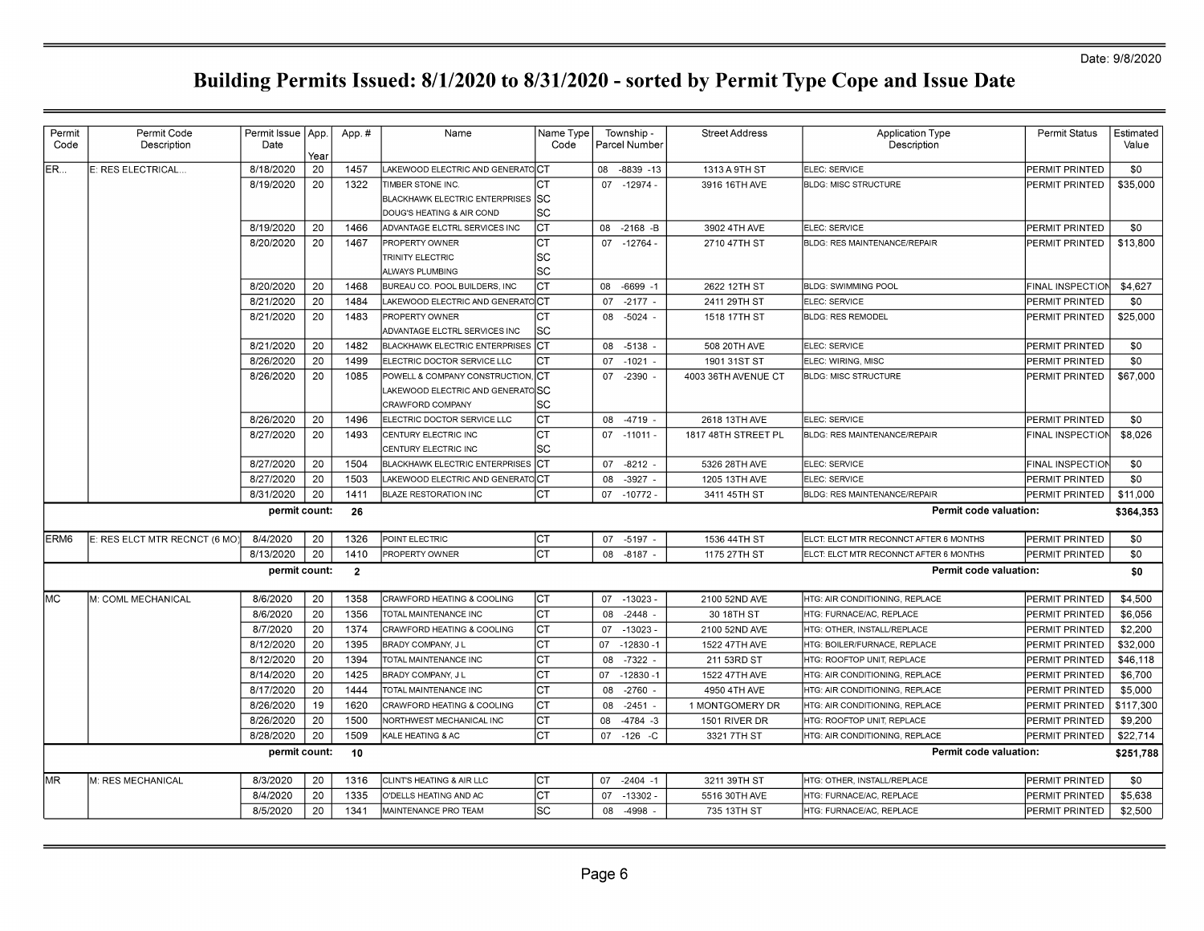Date: 9/8/2020

# Building Permits Issued: 8/1/2020 to 8/31/2020 - sorted by Permit Type Cope and Issue Date

| Permit Code | Permit Code Description | Permit Issue Date | App. Year | App. # | Name | Name Type Code | Township - Parcel Number | Street Address | Application Type Description | Permit Status | Estimated Value |
|---|---|---|---|---|---|---|---|---|---|---|---|
| ER... | E: RES ELECTRICAL... | 8/18/2020 | 20 | 1457 | LAKEWOOD ELECTRIC AND GENERATO | CT | 08 -8839 -13 | 1313 A 9TH ST | ELEC: SERVICE | PERMIT PRINTED | $0 |
| | | 8/19/2020 | 20 | 1322 | TIMBER STONE INC. | CT | 07 -12974 - | 3916 16TH AVE | BLDG: MISC STRUCTURE | PERMIT PRINTED | $35,000 |
| | | | | | BLACKHAWK ELECTRIC ENTERPRISES | SC | | | | | |
| | | | | | DOUG'S HEATING & AIR COND | SC | | | | | |
| | | 8/19/2020 | 20 | 1466 | ADVANTAGE ELCTRL SERVICES INC | CT | 08 -2168 -B | 3902 4TH AVE | ELEC: SERVICE | PERMIT PRINTED | $0 |
| | | 8/20/2020 | 20 | 1467 | PROPERTY OWNER | CT | 07 -12764 - | 2710 47TH ST | BLDG: RES MAINTENANCE/REPAIR | PERMIT PRINTED | $13,800 |
| | | | | | TRINITY ELECTRIC | SC | | | | | |
| | | | | | ALWAYS PLUMBING | SC | | | | | |
| | | 8/20/2020 | 20 | 1468 | BUREAU CO. POOL BUILDERS, INC | CT | 08 -6699 -1 | 2622 12TH ST | BLDG: SWIMMING POOL | FINAL INSPECTION | $4,627 |
| | | 8/21/2020 | 20 | 1484 | LAKEWOOD ELECTRIC AND GENERATO | CT | 07 -2177 - | 2411 29TH ST | ELEC: SERVICE | PERMIT PRINTED | $0 |
| | | 8/21/2020 | 20 | 1483 | PROPERTY OWNER | CT | 08 -5024 - | 1518 17TH ST | BLDG: RES REMODEL | PERMIT PRINTED | $25,000 |
| | | | | | ADVANTAGE ELCTRL SERVICES INC | SC | | | | | |
| | | 8/21/2020 | 20 | 1482 | BLACKHAWK ELECTRIC ENTERPRISES | CT | 08 -5138 - | 508 20TH AVE | ELEC: SERVICE | PERMIT PRINTED | $0 |
| | | 8/26/2020 | 20 | 1499 | ELECTRIC DOCTOR SERVICE LLC | CT | 07 -1021 - | 1901 31ST ST | ELEC: WIRING, MISC | PERMIT PRINTED | $0 |
| | | 8/26/2020 | 20 | 1085 | POWELL & COMPANY CONSTRUCTION, | CT | 07 -2390 - | 4003 36TH AVENUE CT | BLDG: MISC STRUCTURE | PERMIT PRINTED | $67,000 |
| | | | | | LAKEWOOD ELECTRIC AND GENERATO | SC | | | | | |
| | | | | | CRAWFORD COMPANY | SC | | | | | |
| | | 8/26/2020 | 20 | 1496 | ELECTRIC DOCTOR SERVICE LLC | CT | 08 -4719 - | 2618 13TH AVE | ELEC: SERVICE | PERMIT PRINTED | $0 |
| | | 8/27/2020 | 20 | 1493 | CENTURY ELECTRIC INC | CT | 07 -11011 - | 1817 48TH STREET PL | BLDG: RES MAINTENANCE/REPAIR | FINAL INSPECTION | $8,026 |
| | | | | | CENTURY ELECTRIC INC | SC | | | | | |
| | | 8/27/2020 | 20 | 1504 | BLACKHAWK ELECTRIC ENTERPRISES | CT | 07 -8212 - | 5326 28TH AVE | ELEC: SERVICE | FINAL INSPECTION | $0 |
| | | 8/27/2020 | 20 | 1503 | LAKEWOOD ELECTRIC AND GENERATO | CT | 08 -3927 - | 1205 13TH AVE | ELEC: SERVICE | PERMIT PRINTED | $0 |
| | | 8/31/2020 | 20 | 1411 | BLAZE RESTORATION INC | CT | 07 -10772 - | 3411 45TH ST | BLDG: RES MAINTENANCE/REPAIR | PERMIT PRINTED | $11,000 |
| | | **permit count:** | | **26** | | | | | **Permit code valuation:** | | **$364,353** |
| ERM6 | E: RES ELCT MTR RECNCT (6 MO) | 8/4/2020 | 20 | 1326 | POINT ELECTRIC | CT | 07 -5197 - | 1536 44TH ST | ELCT: ELCT MTR RECONNCT AFTER 6 MONTHS | PERMIT PRINTED | $0 |
| | | 8/13/2020 | 20 | 1410 | PROPERTY OWNER | CT | 08 -8187 - | 1175 27TH ST | ELCT: ELCT MTR RECONNCT AFTER 6 MONTHS | PERMIT PRINTED | $0 |
| | | **permit count:** | | **2** | | | | | **Permit code valuation:** | | **$0** |
| MC | M: COML MECHANICAL | 8/6/2020 | 20 | 1358 | CRAWFORD HEATING & COOLING | CT | 07 -13023 - | 2100 52ND AVE | HTG: AIR CONDITIONING, REPLACE | PERMIT PRINTED | $4,500 |
| | | 8/6/2020 | 20 | 1356 | TOTAL MAINTENANCE INC | CT | 08 -2448 - | 30 18TH ST | HTG: FURNACE/AC, REPLACE | PERMIT PRINTED | $6,056 |
| | | 8/7/2020 | 20 | 1374 | CRAWFORD HEATING & COOLING | CT | 07 -13023 - | 2100 52ND AVE | HTG: OTHER, INSTALL/REPLACE | PERMIT PRINTED | $2,200 |
| | | 8/12/2020 | 20 | 1395 | BRADY COMPANY, J L | CT | 07 -12830 -1 | 1522 47TH AVE | HTG: BOILER/FURNACE, REPLACE | PERMIT PRINTED | $32,000 |
| | | 8/12/2020 | 20 | 1394 | TOTAL MAINTENANCE INC | CT | 08 -7322 - | 211 53RD ST | HTG: ROOFTOP UNIT, REPLACE | PERMIT PRINTED | $46,118 |
| | | 8/14/2020 | 20 | 1425 | BRADY COMPANY, J L | CT | 07 -12830 -1 | 1522 47TH AVE | HTG: AIR CONDITIONING, REPLACE | PERMIT PRINTED | $6,700 |
| | | 8/17/2020 | 20 | 1444 | TOTAL MAINTENANCE INC | CT | 08 -2760 - | 4950 4TH AVE | HTG: AIR CONDITIONING, REPLACE | PERMIT PRINTED | $5,000 |
| | | 8/26/2020 | 19 | 1620 | CRAWFORD HEATING & COOLING | CT | 08 -2451 - | 1 MONTGOMERY DR | HTG: AIR CONDITIONING, REPLACE | PERMIT PRINTED | $117,300 |
| | | 8/26/2020 | 20 | 1500 | NORTHWEST MECHANICAL INC | CT | 08 -4784 -3 | 1501 RIVER DR | HTG: ROOFTOP UNIT, REPLACE | PERMIT PRINTED | $9,200 |
| | | 8/28/2020 | 20 | 1509 | KALE HEATING & AC | CT | 07 -126 -C | 3321 7TH ST | HTG: AIR CONDITIONING, REPLACE | PERMIT PRINTED | $22,714 |
| | | **permit count:** | | **10** | | | | | **Permit code valuation:** | | **$251,788** |
| MR | M: RES MECHANICAL | 8/3/2020 | 20 | 1316 | CLINT'S HEATING & AIR LLC | CT | 07 -2404 -1 | 3211 39TH ST | HTG: OTHER, INSTALL/REPLACE | PERMIT PRINTED | $0 |
| | | 8/4/2020 | 20 | 1335 | O'DELLS HEATING AND AC | CT | 07 -13302 - | 5516 30TH AVE | HTG: FURNACE/AC, REPLACE | PERMIT PRINTED | $5,638 |
| | | 8/5/2020 | 20 | 1341 | MAINTENANCE PRO TEAM | SC | 08 -4998 - | 735 13TH ST | HTG: FURNACE/AC, REPLACE | PERMIT PRINTED | $2,500 |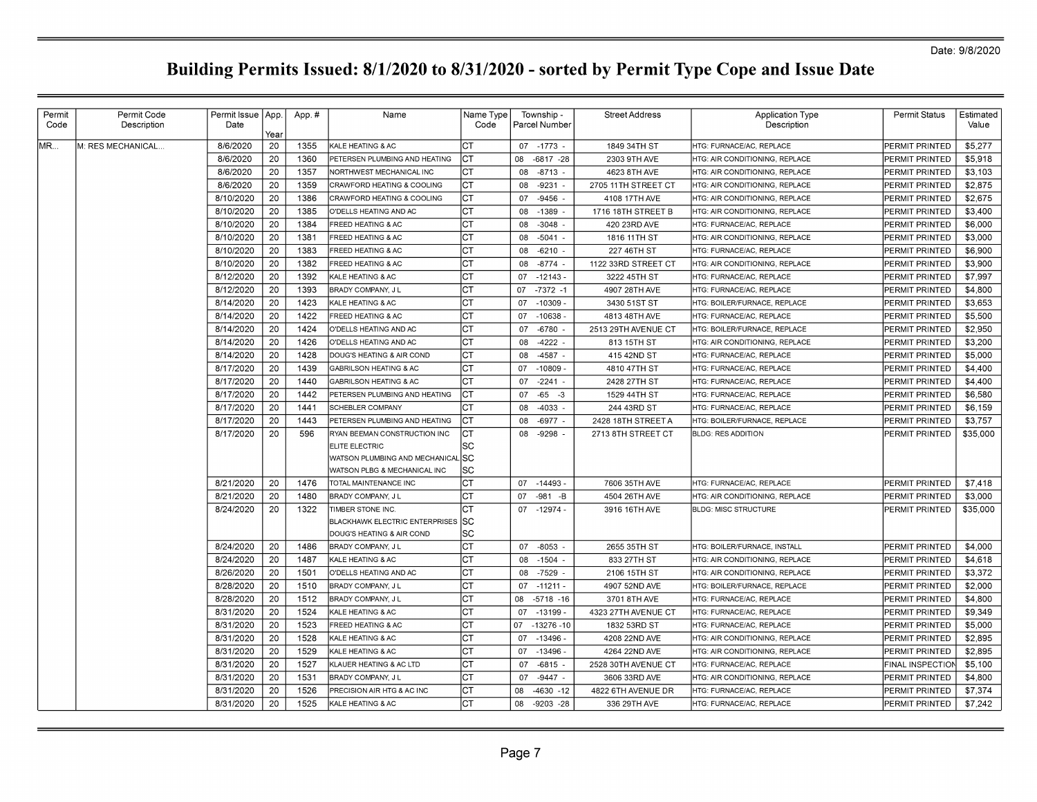Date: 9/8/2020

# Building Permits Issued: 8/1/2020 to 8/31/2020 - sorted by Permit Type Cope and Issue Date

| Permit Code | Permit Code Description | Permit Issue Date | App. Year | App. # | Name | Name Type Code | Township - Parcel Number | Street Address | Application Type Description | Permit Status | Estimated Value |
|---|---|---|---|---|---|---|---|---|---|---|---|
| MR... | M: RES MECHANICAL... | 8/6/2020 | 20 | 1355 | KALE HEATING & AC | CT | 07 -1773 - | 1849 34TH ST | HTG: FURNACE/AC, REPLACE | PERMIT PRINTED | $5,277 |
| | | 8/6/2020 | 20 | 1360 | PETERSEN PLUMBING AND HEATING | CT | 08 -6817 -28 | 2303 9TH AVE | HTG: AIR CONDITIONING, REPLACE | PERMIT PRINTED | $5,918 |
| | | 8/6/2020 | 20 | 1357 | NORTHWEST MECHANICAL INC | CT | 08 -8713 - | 4623 8TH AVE | HTG: AIR CONDITIONING, REPLACE | PERMIT PRINTED | $3,103 |
| | | 8/6/2020 | 20 | 1359 | CRAWFORD HEATING & COOLING | CT | 08 -9231 - | 2705 11TH STREET CT | HTG: AIR CONDITIONING, REPLACE | PERMIT PRINTED | $2,875 |
| | | 8/10/2020 | 20 | 1386 | CRAWFORD HEATING & COOLING | CT | 07 -9456 - | 4108 17TH AVE | HTG: AIR CONDITIONING, REPLACE | PERMIT PRINTED | $2,675 |
| | | 8/10/2020 | 20 | 1385 | O'DELLS HEATING AND AC | CT | 08 -1389 - | 1716 18TH STREET B | HTG: AIR CONDITIONING, REPLACE | PERMIT PRINTED | $3,400 |
| | | 8/10/2020 | 20 | 1384 | FREED HEATING & AC | CT | 08 -3048 - | 420 23RD AVE | HTG: FURNACE/AC, REPLACE | PERMIT PRINTED | $6,000 |
| | | 8/10/2020 | 20 | 1381 | FREED HEATING & AC | CT | 08 -5041 - | 1816 11TH ST | HTG: AIR CONDITIONING, REPLACE | PERMIT PRINTED | $3,000 |
| | | 8/10/2020 | 20 | 1383 | FREED HEATING & AC | CT | 08 -6210 - | 227 46TH ST | HTG: FURNACE/AC, REPLACE | PERMIT PRINTED | $6,900 |
| | | 8/10/2020 | 20 | 1382 | FREED HEATING & AC | CT | 08 -8774 - | 1122 33RD STREET CT | HTG: AIR CONDITIONING, REPLACE | PERMIT PRINTED | $3,900 |
| | | 8/12/2020 | 20 | 1392 | KALE HEATING & AC | CT | 07 -12143 - | 3222 45TH ST | HTG: FURNACE/AC, REPLACE | PERMIT PRINTED | $7,997 |
| | | 8/12/2020 | 20 | 1393 | BRADY COMPANY, J L | CT | 07 -7372 -1 | 4907 28TH AVE | HTG: FURNACE/AC, REPLACE | PERMIT PRINTED | $4,800 |
| | | 8/14/2020 | 20 | 1423 | KALE HEATING & AC | CT | 07 -10309 - | 3430 51ST ST | HTG: BOILER/FURNACE, REPLACE | PERMIT PRINTED | $3,653 |
| | | 8/14/2020 | 20 | 1422 | FREED HEATING & AC | CT | 07 -10638 - | 4813 48TH AVE | HTG: FURNACE/AC, REPLACE | PERMIT PRINTED | $5,500 |
| | | 8/14/2020 | 20 | 1424 | O'DELLS HEATING AND AC | CT | 07 -6780 - | 2513 29TH AVENUE CT | HTG: BOILER/FURNACE, REPLACE | PERMIT PRINTED | $2,950 |
| | | 8/14/2020 | 20 | 1426 | O'DELLS HEATING AND AC | CT | 08 -4222 - | 813 15TH ST | HTG: AIR CONDITIONING, REPLACE | PERMIT PRINTED | $3,200 |
| | | 8/14/2020 | 20 | 1428 | DOUG'S HEATING & AIR COND | CT | 08 -4587 - | 415 42ND ST | HTG: FURNACE/AC, REPLACE | PERMIT PRINTED | $5,000 |
| | | 8/17/2020 | 20 | 1439 | GABRILSON HEATING & AC | CT | 07 -10809 - | 4810 47TH ST | HTG: FURNACE/AC, REPLACE | PERMIT PRINTED | $4,400 |
| | | 8/17/2020 | 20 | 1440 | GABRILSON HEATING & AC | CT | 07 -2241 - | 2428 27TH ST | HTG: FURNACE/AC, REPLACE | PERMIT PRINTED | $4,400 |
| | | 8/17/2020 | 20 | 1442 | PETERSEN PLUMBING AND HEATING | CT | 07 -65 -3 | 1529 44TH ST | HTG: FURNACE/AC, REPLACE | PERMIT PRINTED | $6,580 |
| | | 8/17/2020 | 20 | 1441 | SCHEBLER COMPANY | CT | 08 -4033 - | 244 43RD ST | HTG: FURNACE/AC, REPLACE | PERMIT PRINTED | $6,159 |
| | | 8/17/2020 | 20 | 1443 | PETERSEN PLUMBING AND HEATING | CT | 08 -6977 - | 2428 18TH STREET A | HTG: BOILER/FURNACE, REPLACE | PERMIT PRINTED | $3,757 |
| | | 8/17/2020 | 20 | 596 | RYAN BEEMAN CONSTRUCTION INC | CT | 08 -9298 - | 2713 8TH STREET CT | BLDG: RES ADDITION | PERMIT PRINTED | $35,000 |
| | | | | | ELITE ELECTRIC | SC | | | | | |
| | | | | | WATSON PLUMBING AND MECHANICAL | SC | | | | | |
| | | | | | WATSON PLBG & MECHANICAL INC | SC | | | | | |
| | | 8/21/2020 | 20 | 1476 | TOTAL MAINTENANCE INC | CT | 07 -14493 - | 7606 35TH AVE | HTG: FURNACE/AC, REPLACE | PERMIT PRINTED | $7,418 |
| | | 8/21/2020 | 20 | 1480 | BRADY COMPANY, J L | CT | 07 -981 -B | 4504 26TH AVE | HTG: AIR CONDITIONING, REPLACE | PERMIT PRINTED | $3,000 |
| | | 8/24/2020 | 20 | 1322 | TIMBER STONE INC. | CT | 07 -12974 - | 3916 16TH AVE | BLDG: MISC STRUCTURE | PERMIT PRINTED | $35,000 |
| | | | | | BLACKHAWK ELECTRIC ENTERPRISES | SC | | | | | |
| | | | | | DOUG'S HEATING & AIR COND | SC | | | | | |
| | | 8/24/2020 | 20 | 1486 | BRADY COMPANY, J L | CT | 07 -8053 - | 2655 35TH ST | HTG: BOILER/FURNACE, INSTALL | PERMIT PRINTED | $4,000 |
| | | 8/24/2020 | 20 | 1487 | KALE HEATING & AC | CT | 08 -1504 - | 833 27TH ST | HTG: AIR CONDITIONING, REPLACE | PERMIT PRINTED | $4,618 |
| | | 8/26/2020 | 20 | 1501 | O'DELLS HEATING AND AC | CT | 08 -7529 - | 2106 15TH ST | HTG: AIR CONDITIONING, REPLACE | PERMIT PRINTED | $3,372 |
| | | 8/28/2020 | 20 | 1510 | BRADY COMPANY, J L | CT | 07 -11211 - | 4907 52ND AVE | HTG: BOILER/FURNACE, REPLACE | PERMIT PRINTED | $2,000 |
| | | 8/28/2020 | 20 | 1512 | BRADY COMPANY, J L | CT | 08 -5718 -16 | 3701 8TH AVE | HTG: FURNACE/AC, REPLACE | PERMIT PRINTED | $4,800 |
| | | 8/31/2020 | 20 | 1524 | KALE HEATING & AC | CT | 07 -13199 - | 4323 27TH AVENUE CT | HTG: FURNACE/AC, REPLACE | PERMIT PRINTED | $9,349 |
| | | 8/31/2020 | 20 | 1523 | FREED HEATING & AC | CT | 07 -13276 -10 | 1832 53RD ST | HTG: FURNACE/AC, REPLACE | PERMIT PRINTED | $5,000 |
| | | 8/31/2020 | 20 | 1528 | KALE HEATING & AC | CT | 07 -13496 - | 4208 22ND AVE | HTG: AIR CONDITIONING, REPLACE | PERMIT PRINTED | $2,895 |
| | | 8/31/2020 | 20 | 1529 | KALE HEATING & AC | CT | 07 -13496 - | 4264 22ND AVE | HTG: AIR CONDITIONING, REPLACE | PERMIT PRINTED | $2,895 |
| | | 8/31/2020 | 20 | 1527 | KLAUER HEATING & AC LTD | CT | 07 -6815 - | 2528 30TH AVENUE CT | HTG: FURNACE/AC, REPLACE | FINAL INSPECTION | $5,100 |
| | | 8/31/2020 | 20 | 1531 | BRADY COMPANY, J L | CT | 07 -9447 - | 3606 33RD AVE | HTG: AIR CONDITIONING, REPLACE | PERMIT PRINTED | $4,800 |
| | | 8/31/2020 | 20 | 1526 | PRECISION AIR HTG & AC INC | CT | 08 -4630 -12 | 4822 6TH AVENUE DR | HTG: FURNACE/AC, REPLACE | PERMIT PRINTED | $7,374 |
| | | 8/31/2020 | 20 | 1525 | KALE HEATING & AC | CT | 08 -9203 -28 | 336 29TH AVE | HTG: FURNACE/AC, REPLACE | PERMIT PRINTED | $7,242 |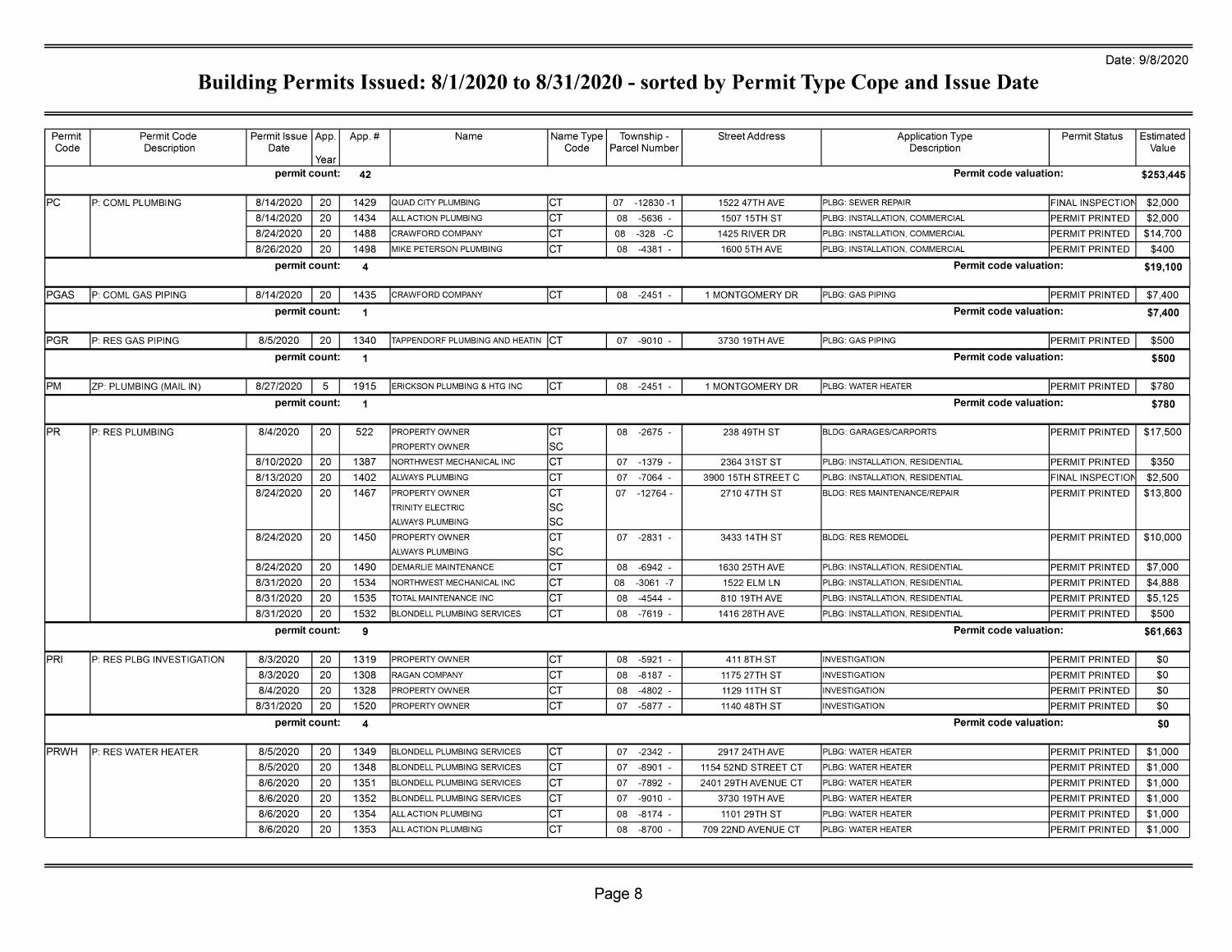Date: 9/8/2020

# Building Permits Issued: 8/1/2020 to 8/31/2020 - sorted by Permit Type Cope and Issue Date

| Permit Code | Permit Code Description | Permit Issue Date | App. Year | App. # | Name | Name Type Code | Township - Parcel Number | Street Address | Application Type Description | Permit Status | Estimated Value |
|---|---|---|---|---|---|---|---|---|---|---|---|
| | | permit count: | | 42 | | | | | Permit code valuation: | | $253,445 |
| PC | P: COML PLUMBING | 8/14/2020 | 20 | 1429 | QUAD CITY PLUMBING | CT | 07 -12830 -1 | 1522 47TH AVE | PLBG: SEWER REPAIR | FINAL INSPECTION | $2,000 |
| | | 8/14/2020 | 20 | 1434 | ALL ACTION PLUMBING | CT | 08 -5636 - | 1507 15TH ST | PLBG: INSTALLATION, COMMERCIAL | PERMIT PRINTED | $2,000 |
| | | 8/24/2020 | 20 | 1488 | CRAWFORD COMPANY | CT | 08 -328 -C | 1425 RIVER DR | PLBG: INSTALLATION, COMMERCIAL | PERMIT PRINTED | $14,700 |
| | | 8/26/2020 | 20 | 1498 | MIKE PETERSON PLUMBING | CT | 08 -4381 - | 1600 5TH AVE | PLBG: INSTALLATION, COMMERCIAL | PERMIT PRINTED | $400 |
| | | permit count: | | 4 | | | | | Permit code valuation: | | $19,100 |
| PGAS | P: COML GAS PIPING | 8/14/2020 | 20 | 1435 | CRAWFORD COMPANY | CT | 08 -2451 - | 1 MONTGOMERY DR | PLBG: GAS PIPING | PERMIT PRINTED | $7,400 |
| | | permit count: | | 1 | | | | | Permit code valuation: | | $7,400 |
| PGR | P: RES GAS PIPING | 8/5/2020 | 20 | 1340 | TAPPENDORF PLUMBING AND HEATIN | CT | 07 -9010 - | 3730 19TH AVE | PLBG: GAS PIPING | PERMIT PRINTED | $500 |
| | | permit count: | | 1 | | | | | Permit code valuation: | | $500 |
| PM | ZP: PLUMBING (MAIL IN) | 8/27/2020 | 5 | 1915 | ERICKSON PLUMBING & HTG INC | CT | 08 -2451 - | 1 MONTGOMERY DR | PLBG: WATER HEATER | PERMIT PRINTED | $780 |
| | | permit count: | | 1 | | | | | Permit code valuation: | | $780 |
| PR | P: RES PLUMBING | 8/4/2020 | 20 | 522 | PROPERTY OWNER | CT | 08 -2675 - | 238 49TH ST | BLDG: GARAGES/CARPORTS | PERMIT PRINTED | $17,500 |
| | | | | | PROPERTY OWNER | SC | | | | | |
| | | 8/10/2020 | 20 | 1387 | NORTHWEST MECHANICAL INC | CT | 07 -1379 - | 2364 31ST ST | PLBG: INSTALLATION, RESIDENTIAL | PERMIT PRINTED | $350 |
| | | 8/13/2020 | 20 | 1402 | ALWAYS PLUMBING | CT | 07 -7064 - | 3900 15TH STREET C | PLBG: INSTALLATION, RESIDENTIAL | FINAL INSPECTION | $2,500 |
| | | 8/24/2020 | 20 | 1467 | PROPERTY OWNER | CT | 07 -12764 - | 2710 47TH ST | BLDG: RES MAINTENANCE/REPAIR | PERMIT PRINTED | $13,800 |
| | | | | | TRINITY ELECTRIC | SC | | | | | |
| | | | | | ALWAYS PLUMBING | SC | | | | | |
| | | 8/24/2020 | 20 | 1450 | PROPERTY OWNER | CT | 07 -2831 - | 3433 14TH ST | BLDG: RES REMODEL | PERMIT PRINTED | $10,000 |
| | | | | | ALWAYS PLUMBING | SC | | | | | |
| | | 8/24/2020 | 20 | 1490 | DEMARLIE MAINTENANCE | CT | 08 -6942 - | 1630 25TH AVE | PLBG: INSTALLATION, RESIDENTIAL | PERMIT PRINTED | $7,000 |
| | | 8/31/2020 | 20 | 1534 | NORTHWEST MECHANICAL INC | CT | 08 -3061 -7 | 1522 ELM LN | PLBG: INSTALLATION, RESIDENTIAL | PERMIT PRINTED | $4,888 |
| | | 8/31/2020 | 20 | 1535 | TOTAL MAINTENANCE INC | CT | 08 -4544 - | 810 19TH AVE | PLBG: INSTALLATION, RESIDENTIAL | PERMIT PRINTED | $5,125 |
| | | 8/31/2020 | 20 | 1532 | BLONDELL PLUMBING SERVICES | CT | 08 -7619 - | 1416 28TH AVE | PLBG: INSTALLATION, RESIDENTIAL | PERMIT PRINTED | $500 |
| | | permit count: | | 9 | | | | | Permit code valuation: | | $61,663 |
| PRI | P: RES PLBG INVESTIGATION | 8/3/2020 | 20 | 1319 | PROPERTY OWNER | CT | 08 -5921 - | 411 8TH ST | INVESTIGATION | PERMIT PRINTED | $0 |
| | | 8/3/2020 | 20 | 1308 | RAGAN COMPANY | CT | 08 -8187 - | 1175 27TH ST | INVESTIGATION | PERMIT PRINTED | $0 |
| | | 8/4/2020 | 20 | 1328 | PROPERTY OWNER | CT | 08 -4802 - | 1129 11TH ST | INVESTIGATION | PERMIT PRINTED | $0 |
| | | 8/31/2020 | 20 | 1520 | PROPERTY OWNER | CT | 07 -5877 - | 1140 48TH ST | INVESTIGATION | PERMIT PRINTED | $0 |
| | | permit count: | | 4 | | | | | Permit code valuation: | | $0 |
| PRWH | P: RES WATER HEATER | 8/5/2020 | 20 | 1349 | BLONDELL PLUMBING SERVICES | CT | 07 -2342 - | 2917 24TH AVE | PLBG: WATER HEATER | PERMIT PRINTED | $1,000 |
| | | 8/5/2020 | 20 | 1348 | BLONDELL PLUMBING SERVICES | CT | 07 -8901 - | 1154 52ND STREET CT | PLBG: WATER HEATER | PERMIT PRINTED | $1,000 |
| | | 8/6/2020 | 20 | 1351 | BLONDELL PLUMBING SERVICES | CT | 07 -7892 - | 2401 29TH AVENUE CT | PLBG: WATER HEATER | PERMIT PRINTED | $1,000 |
| | | 8/6/2020 | 20 | 1352 | BLONDELL PLUMBING SERVICES | CT | 07 -9010 - | 3730 19TH AVE | PLBG: WATER HEATER | PERMIT PRINTED | $1,000 |
| | | 8/6/2020 | 20 | 1354 | ALL ACTION PLUMBING | CT | 08 -8174 - | 1101 29TH ST | PLBG: WATER HEATER | PERMIT PRINTED | $1,000 |
| | | 8/6/2020 | 20 | 1353 | ALL ACTION PLUMBING | CT | 08 -8700 - | 709 22ND AVENUE CT | PLBG: WATER HEATER | PERMIT PRINTED | $1,000 |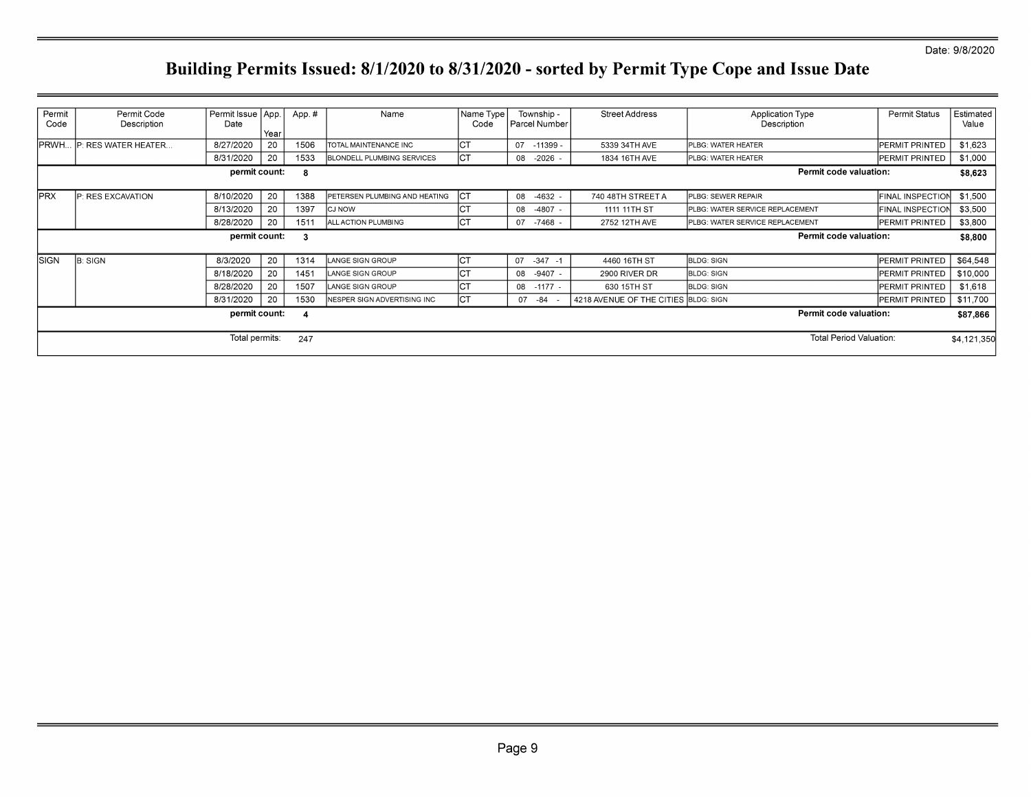Date: 9/8/2020

# Building Permits Issued: 8/1/2020 to 8/31/2020 - sorted by Permit Type Cope and Issue Date

| Permit Code | Permit Code Description | Permit Issue Date | App. Year | App. # | Name | Name Type Code | Township - Parcel Number | Street Address | Application Type Description | Permit Status | Estimated Value |
|---|---|---|---|---|---|---|---|---|---|---|---|
| PRWH... | P: RES WATER HEATER... | 8/27/2020 | 20 | 1506 | TOTAL MAINTENANCE INC | CT | 07 -11399 - | 5339 34TH AVE | PLBG: WATER HEATER | PERMIT PRINTED | $1,623 |
| | | 8/31/2020 | 20 | 1533 | BLONDELL PLUMBING SERVICES | CT | 08 -2026 - | 1834 16TH AVE | PLBG: WATER HEATER | PERMIT PRINTED | $1,000 |
| | | **permit count:** | | **8** | | | | | **Permit code valuation:** | | **$8,623** |
| PRX | P: RES EXCAVATION | 8/10/2020 | 20 | 1388 | PETERSEN PLUMBING AND HEATING | CT | 08 -4632 - | 740 48TH STREET A | PLBG: SEWER REPAIR | FINAL INSPECTION | $1,500 |
| | | 8/13/2020 | 20 | 1397 | CJ NOW | CT | 08 -4807 - | 1111 11TH ST | PLBG: WATER SERVICE REPLACEMENT | FINAL INSPECTION | $3,500 |
| | | 8/28/2020 | 20 | 1511 | ALL ACTION PLUMBING | CT | 07 -7468 - | 2752 12TH AVE | PLBG: WATER SERVICE REPLACEMENT | PERMIT PRINTED | $3,800 |
| | | **permit count:** | | **3** | | | | | **Permit code valuation:** | | **$8,800** |
| SIGN | B: SIGN | 8/3/2020 | 20 | 1314 | LANGE SIGN GROUP | CT | 07 -347 -1 | 4460 16TH ST | BLDG: SIGN | PERMIT PRINTED | $64,548 |
| | | 8/18/2020 | 20 | 1451 | LANGE SIGN GROUP | CT | 08 -9407 - | 2900 RIVER DR | BLDG: SIGN | PERMIT PRINTED | $10,000 |
| | | 8/28/2020 | 20 | 1507 | LANGE SIGN GROUP | CT | 08 -1177 - | 630 15TH ST | BLDG: SIGN | PERMIT PRINTED | $1,618 |
| | | 8/31/2020 | 20 | 1530 | NESPER SIGN ADVERTISING INC | CT | 07 -84 - | 4218 AVENUE OF THE CITIES | BLDG: SIGN | PERMIT PRINTED | $11,700 |
| | | **permit count:** | | **4** | | | | | **Permit code valuation:** | | **$87,866** |
| | | Total permits: | | 247 | | | | | Total Period Valuation: | | $4,121,350 |